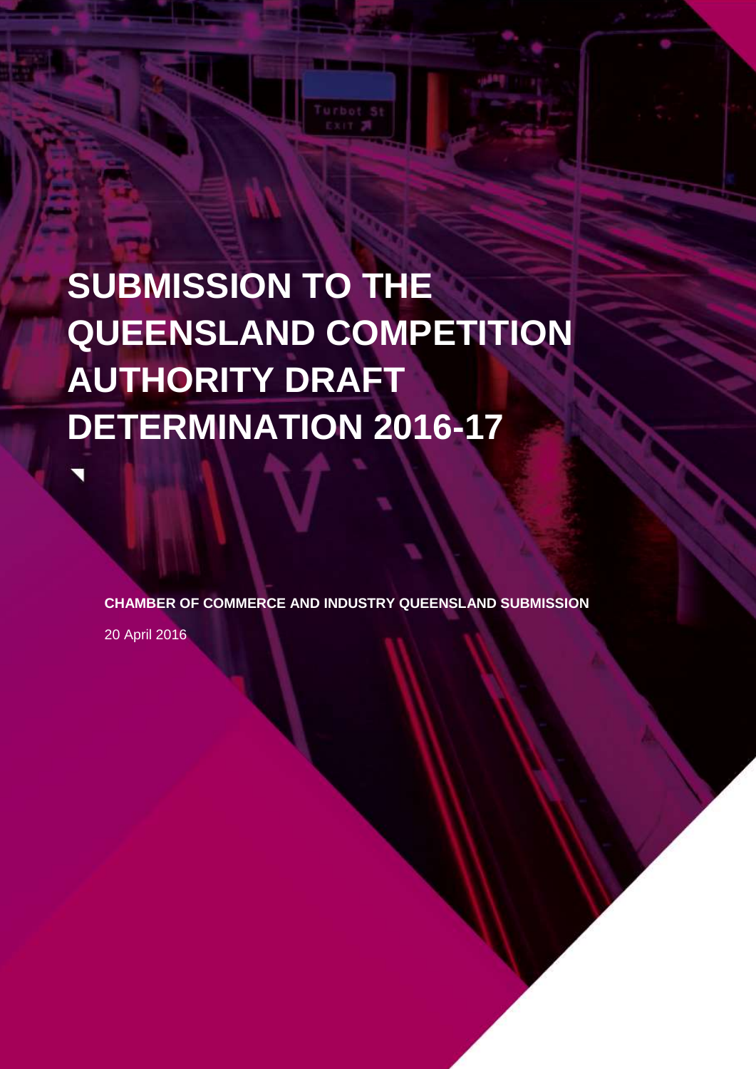# SUBMISSION TO THE QUEENSLAND COMPETITION AUTHORITY DRAFT DETERMINATION 2016-17

**CHAMBER OF COMMERCE AND INDUSTRY QUEENSLAND SUBMISSION**

20 April 2016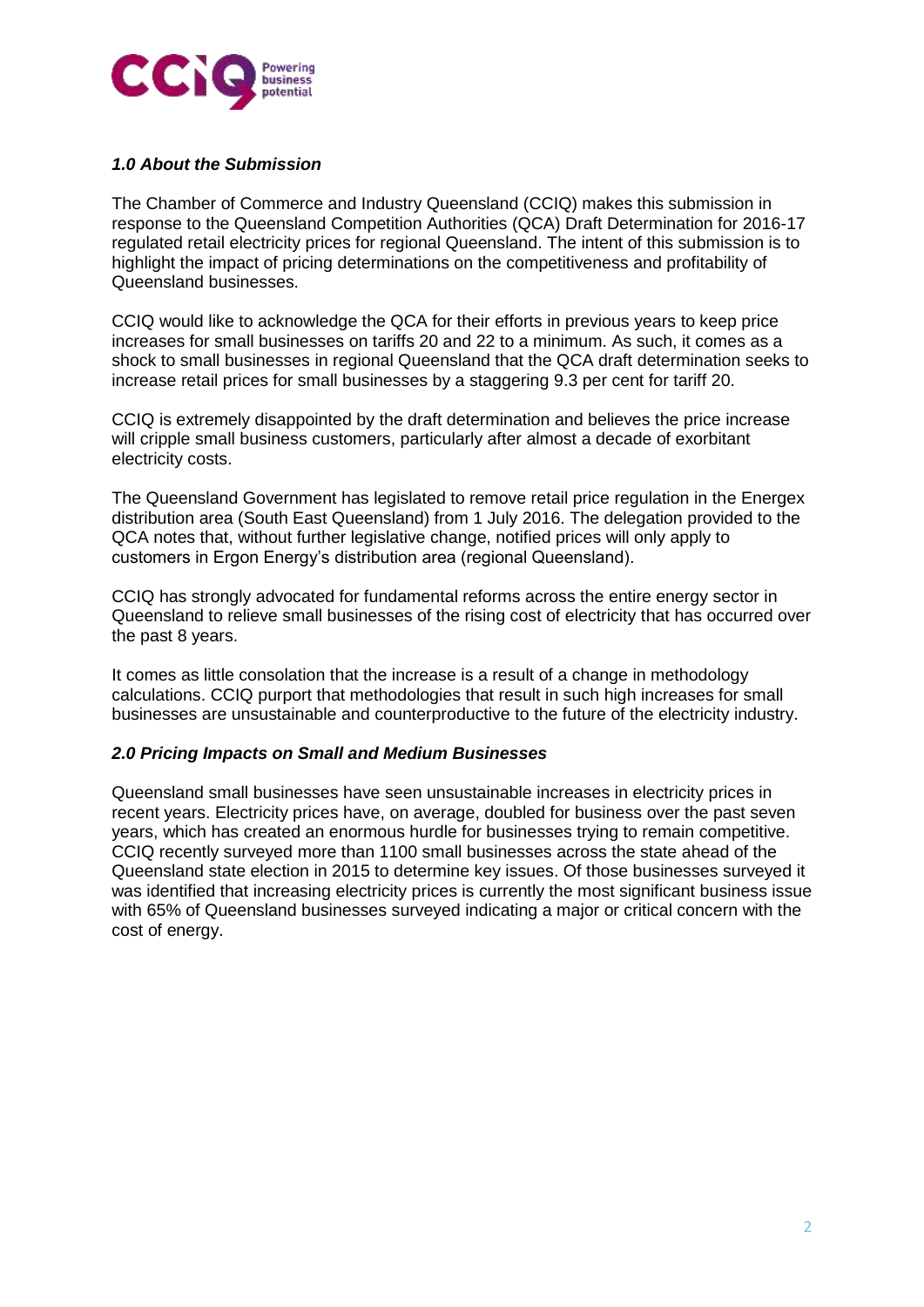### *1.0 About the Submission*

The Chamber of Commerce and Industry Queensland (CCIQ) makes this submission in response to the Queensland Competition Authorities (QCA) Draft Determination for 2016-17 regulated retail electricity prices for regional Queensland. The intent of this submission is to highlight the impact of pricing determinations on the competitiveness and profitability of Queensland businesses.

CCIQ would like to acknowledge the QCA for their efforts in previous years to keep price increases for small businesses on tariffs 20 and 22 to a minimum. As such, it comes as a shock to small businesses in regional Queensland that the QCA draft determination seeks to increase retail prices for small businesses by a staggering 9.3 per cent for tariff 20.

CCIQ is extremely disappointed by the draft determination and believes the price increase will cripple small business customers, particularly after almost a decade of exorbitant electricity costs.

The Queensland Government has legislated to remove retail price regulation in the Energex distribution area (South East Queensland) from 1 July 2016. The delegation provided to the QCA notes that, without further legislative change, notified prices will only apply to customers in Ergon Energy's distribution area (regional Queensland).

CCIQ has strongly advocated for fundamental reforms across the entire energy sector in Queensland to relieve small businesses of the rising cost of electricity that has occurred over the past 8 years.

It comes as little consolation that the increase is a result of a change in methodology calculations. CCIQ purport that methodologies that result in such high increases for small businesses are unsustainable and counterproductive to the future of the electricity industry.

### *2.0 Pricing Impacts on Small and Medium Businesses*

Queensland small businesses have seen unsustainable increases in electricity prices in recent years. Electricity prices have, on average, doubled for business over the past seven years, which has created an enormous hurdle for businesses trying to remain competitive. CCIQ recently surveyed more than 1100 small businesses across the state ahead of the Queensland state election in 2015 to determine key issues. Of those businesses surveyed it was identified that increasing electricity prices is currently the most significant business issue with 65% of Queensland businesses surveyed indicating a major or critical concern with the cost of energy.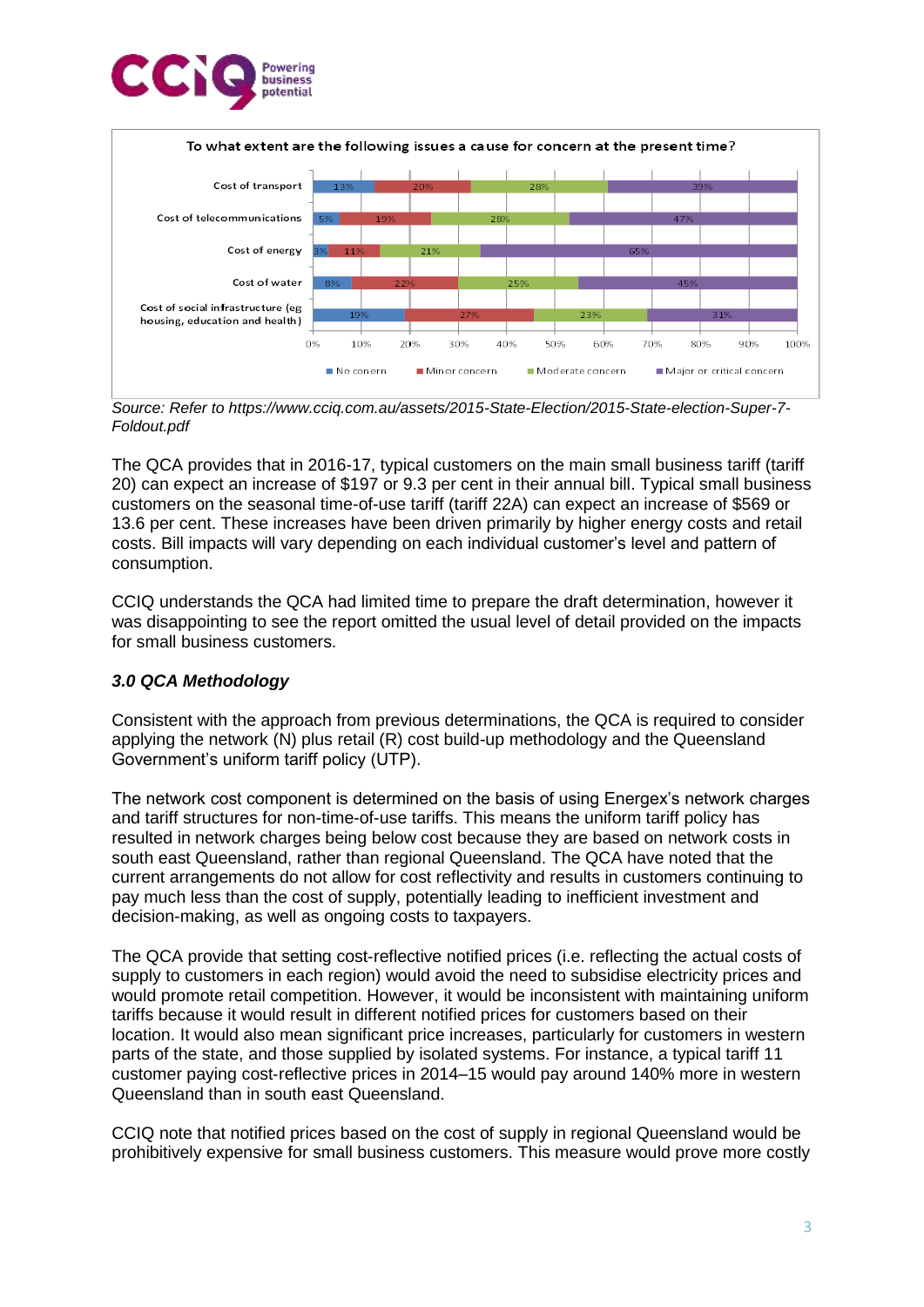**To what extent are the following issues a cause for concern at the present time?**

| Issue | No concern | Minor concern | Moderate concern | Major or critical concern |
|---|---|---|---|---|
| Cost of transport | 13% | 20% | 28% | 39% |
| Cost of telecommunications | 5% | 19% | 28% | 47% |
| Cost of energy | 3% | 11% | 21% | 65% |
| Cost of water | 8% | 22% | 25% | 45% |
| Cost of social infrastructure (eg housing, education and health) | 19% | 27% | 23% | 31% |

*Source: Refer to https://www.cciq.com.au/assets/2015-State-Election/2015-State-election-Super-7-Foldout.pdf*

The QCA provides that in 2016-17, typical customers on the main small business tariff (tariff 20) can expect an increase of $197 or 9.3 per cent in their annual bill. Typical small business customers on the seasonal time-of-use tariff (tariff 22A) can expect an increase of $569 or 13.6 per cent. These increases have been driven primarily by higher energy costs and retail costs. Bill impacts will vary depending on each individual customer's level and pattern of consumption.

CCIQ understands the QCA had limited time to prepare the draft determination, however it was disappointing to see the report omitted the usual level of detail provided on the impacts for small business customers.

### *3.0 QCA Methodology*

Consistent with the approach from previous determinations, the QCA is required to consider applying the network (N) plus retail (R) cost build-up methodology and the Queensland Government's uniform tariff policy (UTP).

The network cost component is determined on the basis of using Energex's network charges and tariff structures for non-time-of-use tariffs. This means the uniform tariff policy has resulted in network charges being below cost because they are based on network costs in south east Queensland, rather than regional Queensland. The QCA have noted that the current arrangements do not allow for cost reflectivity and results in customers continuing to pay much less than the cost of supply, potentially leading to inefficient investment and decision-making, as well as ongoing costs to taxpayers.

The QCA provide that setting cost-reflective notified prices (i.e. reflecting the actual costs of supply to customers in each region) would avoid the need to subsidise electricity prices and would promote retail competition. However, it would be inconsistent with maintaining uniform tariffs because it would result in different notified prices for customers based on their location. It would also mean significant price increases, particularly for customers in western parts of the state, and those supplied by isolated systems. For instance, a typical tariff 11 customer paying cost-reflective prices in 2014–15 would pay around 140% more in western Queensland than in south east Queensland.

CCIQ note that notified prices based on the cost of supply in regional Queensland would be prohibitively expensive for small business customers. This measure would prove more costly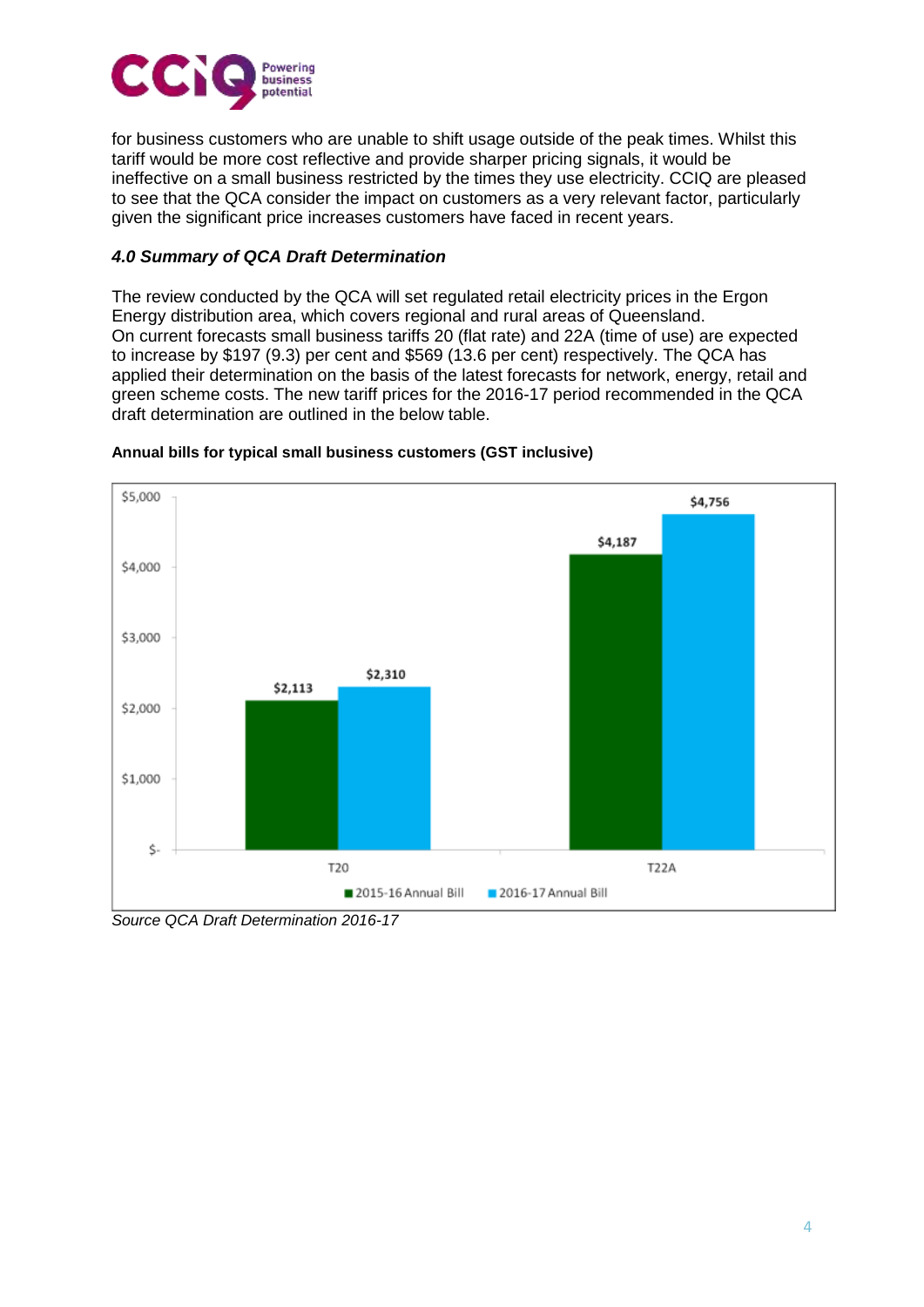for business customers who are unable to shift usage outside of the peak times. Whilst this tariff would be more cost reflective and provide sharper pricing signals, it would be ineffective on a small business restricted by the times they use electricity. CCIQ are pleased to see that the QCA consider the impact on customers as a very relevant factor, particularly given the significant price increases customers have faced in recent years.

### *4.0 Summary of QCA Draft Determination*

The review conducted by the QCA will set regulated retail electricity prices in the Ergon Energy distribution area, which covers regional and rural areas of Queensland.
On current forecasts small business tariffs 20 (flat rate) and 22A (time of use) are expected to increase by $197 (9.3) per cent and $569 (13.6 per cent) respectively. The QCA has applied their determination on the basis of the latest forecasts for network, energy, retail and green scheme costs. The new tariff prices for the 2016-17 period recommended in the QCA draft determination are outlined in the below table.

**Annual bills for typical small business customers (GST inclusive)**

| Tariff | 2015-16 Annual Bill | 2016-17 Annual Bill |
|---|---|---|
| T20 | $2,113 | $2,310 |
| T22A | $4,187 | $4,756 |

*Source QCA Draft Determination 2016-17*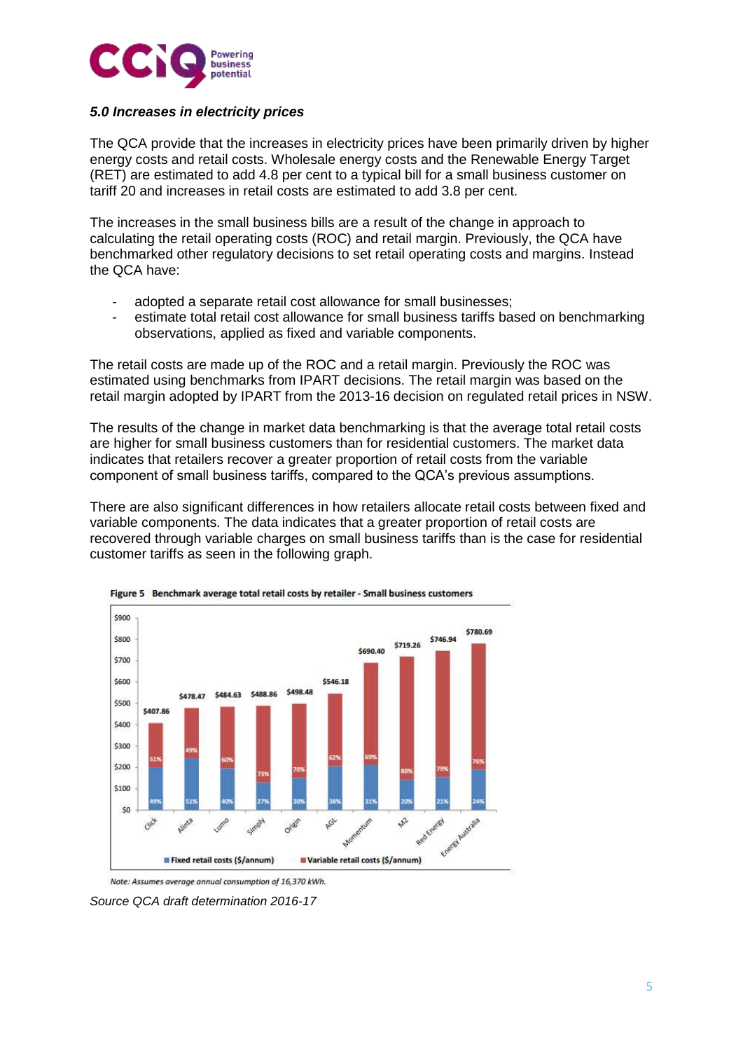### *5.0 Increases in electricity prices*

The QCA provide that the increases in electricity prices have been primarily driven by higher energy costs and retail costs. Wholesale energy costs and the Renewable Energy Target (RET) are estimated to add 4.8 per cent to a typical bill for a small business customer on tariff 20 and increases in retail costs are estimated to add 3.8 per cent.

The increases in the small business bills are a result of the change in approach to calculating the retail operating costs (ROC) and retail margin. Previously, the QCA have benchmarked other regulatory decisions to set retail operating costs and margins. Instead the QCA have:

- adopted a separate retail cost allowance for small businesses;
- estimate total retail cost allowance for small business tariffs based on benchmarking observations, applied as fixed and variable components.

The retail costs are made up of the ROC and a retail margin. Previously the ROC was estimated using benchmarks from IPART decisions. The retail margin was based on the retail margin adopted by IPART from the 2013-16 decision on regulated retail prices in NSW.

The results of the change in market data benchmarking is that the average total retail costs are higher for small business customers than for residential customers. The market data indicates that retailers recover a greater proportion of retail costs from the variable component of small business tariffs, compared to the QCA's previous assumptions.

There are also significant differences in how retailers allocate retail costs between fixed and variable components. The data indicates that a greater proportion of retail costs are recovered through variable charges on small business tariffs than is the case for residential customer tariffs as seen in the following graph.

**Figure 5 Benchmark average total retail costs by retailer - Small business customers**

| Retailer | Total retail costs ($/annum) | Fixed retail costs (%) | Variable retail costs (%) |
|---|---|---|---|
| Click | $407.86 | 49% | 51% |
| Alinta | $478.47 | 51% | 49% |
| Lumo | $484.63 | 40% | 60% |
| Simply | $488.86 | 27% | 73% |
| Origin | $498.48 | 30% | 70% |
| AGL | $546.18 | 38% | 62% |
| Momentum | $690.40 | 31% | 69% |
| M2 | $719.26 | 20% | 80% |
| Red Energy | $746.94 | 21% | 79% |
| Energy Australia | $780.69 | 24% | 76% |

*Note: Assumes average annual consumption of 16,370 kWh.*

*Source QCA draft determination 2016-17*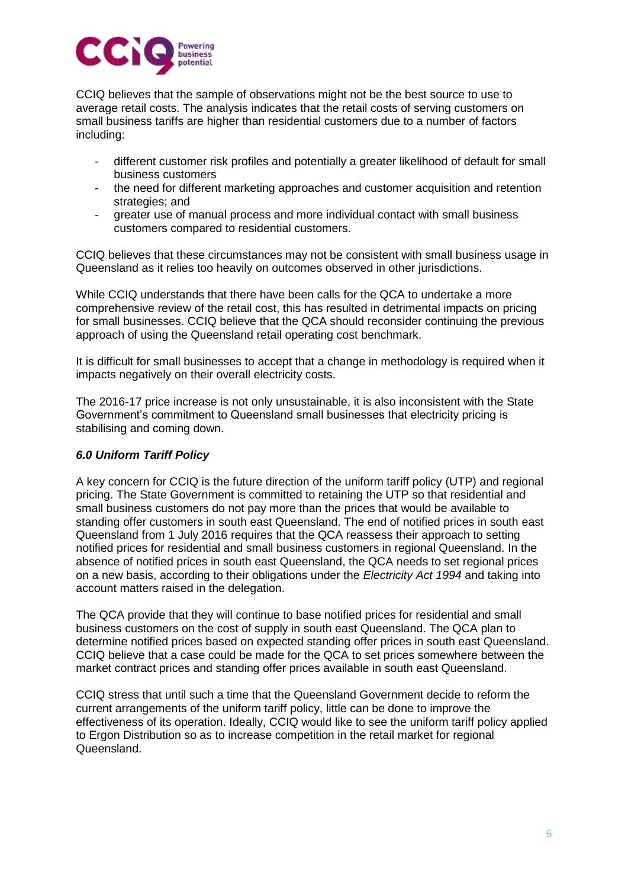CCIQ believes that the sample of observations might not be the best source to use to average retail costs. The analysis indicates that the retail costs of serving customers on small business tariffs are higher than residential customers due to a number of factors including:

- different customer risk profiles and potentially a greater likelihood of default for small business customers
- the need for different marketing approaches and customer acquisition and retention strategies; and
- greater use of manual process and more individual contact with small business customers compared to residential customers.

CCIQ believes that these circumstances may not be consistent with small business usage in Queensland as it relies too heavily on outcomes observed in other jurisdictions.

While CCIQ understands that there have been calls for the QCA to undertake a more comprehensive review of the retail cost, this has resulted in detrimental impacts on pricing for small businesses. CCIQ believe that the QCA should reconsider continuing the previous approach of using the Queensland retail operating cost benchmark.

It is difficult for small businesses to accept that a change in methodology is required when it impacts negatively on their overall electricity costs.

The 2016-17 price increase is not only unsustainable, it is also inconsistent with the State Government's commitment to Queensland small businesses that electricity pricing is stabilising and coming down.

### *6.0 Uniform Tariff Policy*

A key concern for CCIQ is the future direction of the uniform tariff policy (UTP) and regional pricing. The State Government is committed to retaining the UTP so that residential and small business customers do not pay more than the prices that would be available to standing offer customers in south east Queensland. The end of notified prices in south east Queensland from 1 July 2016 requires that the QCA reassess their approach to setting notified prices for residential and small business customers in regional Queensland. In the absence of notified prices in south east Queensland, the QCA needs to set regional prices on a new basis, according to their obligations under the *Electricity Act 1994* and taking into account matters raised in the delegation.

The QCA provide that they will continue to base notified prices for residential and small business customers on the cost of supply in south east Queensland. The QCA plan to determine notified prices based on expected standing offer prices in south east Queensland. CCIQ believe that a case could be made for the QCA to set prices somewhere between the market contract prices and standing offer prices available in south east Queensland.

CCIQ stress that until such a time that the Queensland Government decide to reform the current arrangements of the uniform tariff policy, little can be done to improve the effectiveness of its operation. Ideally, CCIQ would like to see the uniform tariff policy applied to Ergon Distribution so as to increase competition in the retail market for regional Queensland.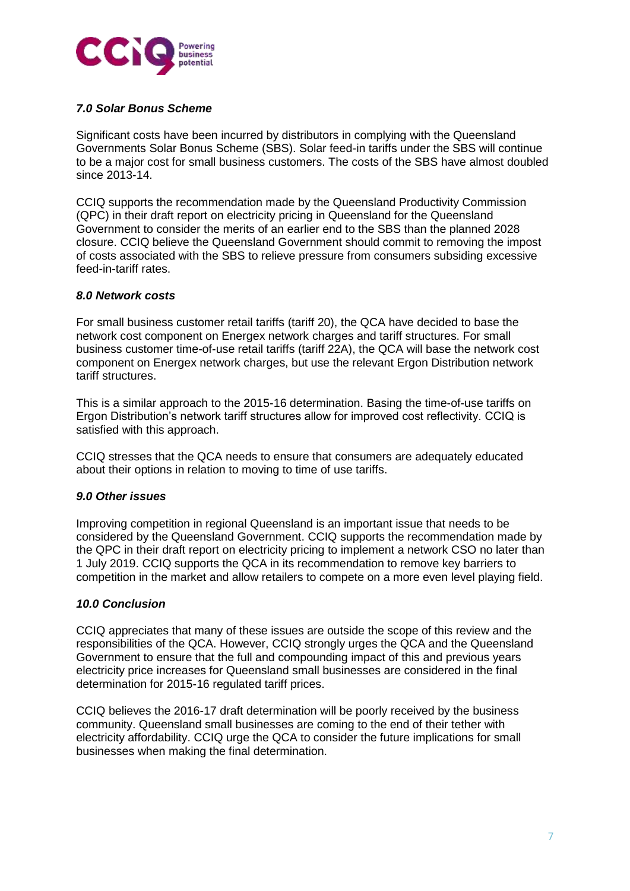### *7.0 Solar Bonus Scheme*

Significant costs have been incurred by distributors in complying with the Queensland Governments Solar Bonus Scheme (SBS). Solar feed-in tariffs under the SBS will continue to be a major cost for small business customers. The costs of the SBS have almost doubled since 2013-14.

CCIQ supports the recommendation made by the Queensland Productivity Commission (QPC) in their draft report on electricity pricing in Queensland for the Queensland Government to consider the merits of an earlier end to the SBS than the planned 2028 closure. CCIQ believe the Queensland Government should commit to removing the impost of costs associated with the SBS to relieve pressure from consumers subsiding excessive feed-in-tariff rates.

### *8.0 Network costs*

For small business customer retail tariffs (tariff 20), the QCA have decided to base the network cost component on Energex network charges and tariff structures. For small business customer time-of-use retail tariffs (tariff 22A), the QCA will base the network cost component on Energex network charges, but use the relevant Ergon Distribution network tariff structures.

This is a similar approach to the 2015-16 determination. Basing the time-of-use tariffs on Ergon Distribution's network tariff structures allow for improved cost reflectivity. CCIQ is satisfied with this approach.

CCIQ stresses that the QCA needs to ensure that consumers are adequately educated about their options in relation to moving to time of use tariffs.

### *9.0 Other issues*

Improving competition in regional Queensland is an important issue that needs to be considered by the Queensland Government. CCIQ supports the recommendation made by the QPC in their draft report on electricity pricing to implement a network CSO no later than 1 July 2019. CCIQ supports the QCA in its recommendation to remove key barriers to competition in the market and allow retailers to compete on a more even level playing field.

### *10.0 Conclusion*

CCIQ appreciates that many of these issues are outside the scope of this review and the responsibilities of the QCA. However, CCIQ strongly urges the QCA and the Queensland Government to ensure that the full and compounding impact of this and previous years electricity price increases for Queensland small businesses are considered in the final determination for 2015-16 regulated tariff prices.

CCIQ believes the 2016-17 draft determination will be poorly received by the business community. Queensland small businesses are coming to the end of their tether with electricity affordability. CCIQ urge the QCA to consider the future implications for small businesses when making the final determination.